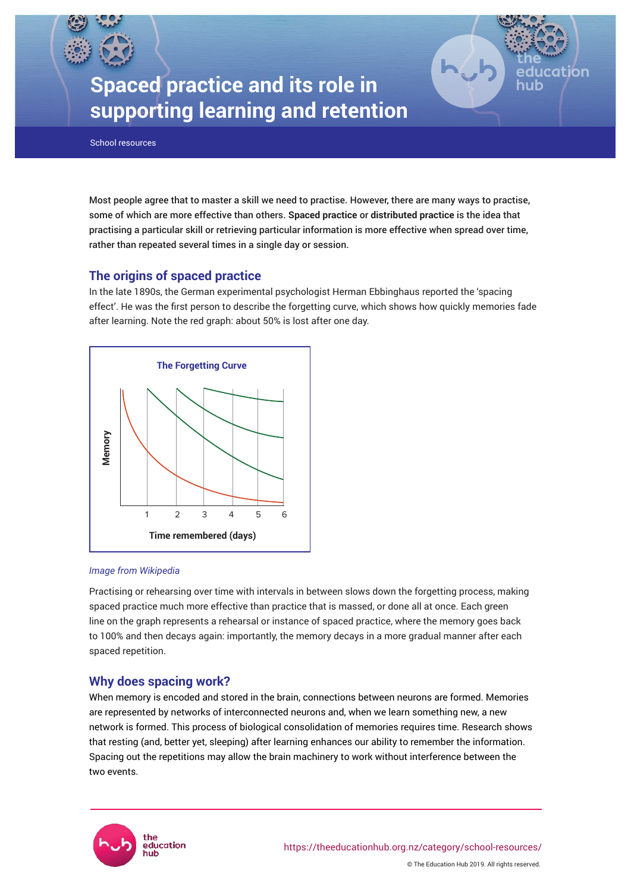# Spaced practice and its role in supporting learning and retention

School resources

**Most people agree that to master a skill we need to practise. However, there are many ways to practise, some of which are more effective than others. Spaced practice or distributed practice is the idea that practising a particular skill or retrieving particular information is more effective when spread over time, rather than repeated several times in a single day or session.**

## The origins of spaced practice

In the late 1890s, the German experimental psychologist Herman Ebbinghaus reported the 'spacing effect'. He was the first person to describe the forgetting curve, which shows how quickly memories fade after learning. Note the red graph: about 50% is lost after one day.

The Forgetting Curve

Memory

1 2 3 4 5 6

Time remembered (days)

*Image from Wikipedia*

Practising or rehearsing over time with intervals in between slows down the forgetting process, making spaced practice much more effective than practice that is massed, or done all at once. Each green line on the graph represents a rehearsal or instance of spaced practice, where the memory goes back to 100% and then decays again: importantly, the memory decays in a more gradual manner after each spaced repetition.

## Why does spacing work?

When memory is encoded and stored in the brain, connections between neurons are formed. Memories are represented by networks of interconnected neurons and, when we learn something new, a new network is formed. This process of biological consolidation of memories requires time. Research shows that resting (and, better yet, sleeping) after learning enhances our ability to remember the information. Spacing out the repetitions may allow the brain machinery to work without interference between the two events.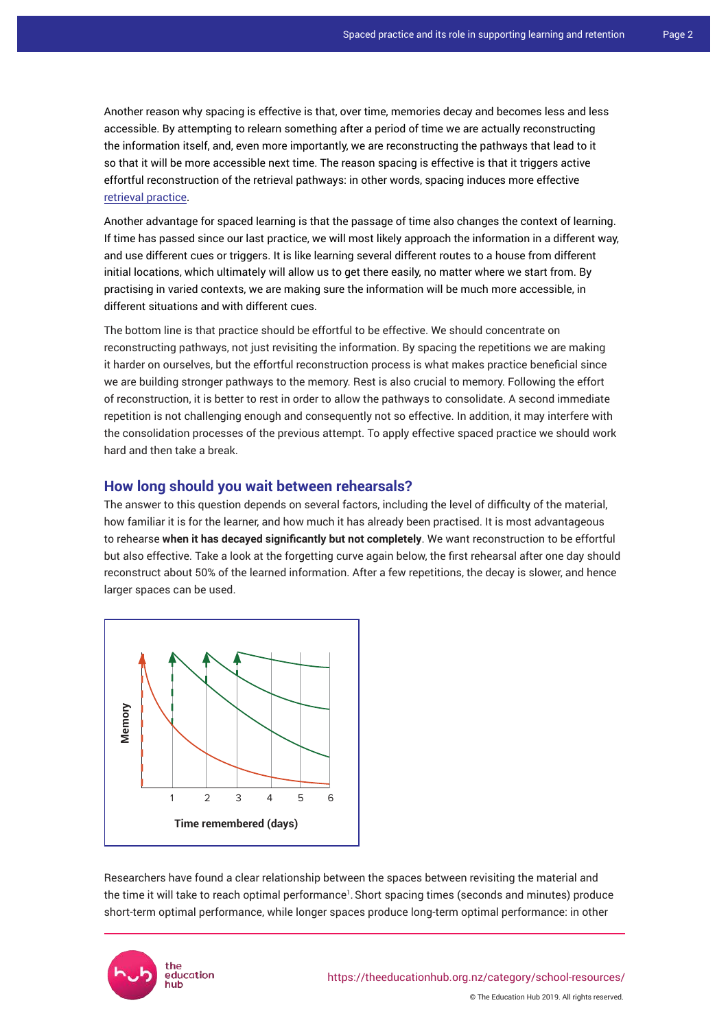Another reason why spacing is effective is that, over time, memories decay and becomes less and less accessible. By attempting to relearn something after a period of time we are actually reconstructing the information itself, and, even more importantly, we are reconstructing the pathways that lead to it so that it will be more accessible next time. The reason spacing is effective is that it triggers active effortful reconstruction of the retrieval pathways: in other words, spacing induces more effective retrieval practice.

Another advantage for spaced learning is that the passage of time also changes the context of learning. If time has passed since our last practice, we will most likely approach the information in a different way, and use different cues or triggers. It is like learning several different routes to a house from different initial locations, which ultimately will allow us to get there easily, no matter where we start from. By practising in varied contexts, we are making sure the information will be much more accessible, in different situations and with different cues.

The bottom line is that practice should be effortful to be effective. We should concentrate on reconstructing pathways, not just revisiting the information. By spacing the repetitions we are making it harder on ourselves, but the effortful reconstruction process is what makes practice beneficial since we are building stronger pathways to the memory. Rest is also crucial to memory. Following the effort of reconstruction, it is better to rest in order to allow the pathways to consolidate. A second immediate repetition is not challenging enough and consequently not so effective. In addition, it may interfere with the consolidation processes of the previous attempt. To apply effective spaced practice we should work hard and then take a break.

## How long should you wait between rehearsals?

The answer to this question depends on several factors, including the level of difficulty of the material, how familiar it is for the learner, and how much it has already been practised. It is most advantageous to rehearse **when it has decayed significantly but not completely**. We want reconstruction to be effortful but also effective. Take a look at the forgetting curve again below, the first rehearsal after one day should reconstruct about 50% of the learned information. After a few repetitions, the decay is slower, and hence larger spaces can be used.

Researchers have found a clear relationship between the spaces between revisiting the material and the time it will take to reach optimal performance[1]. Short spacing times (seconds and minutes) produce short-term optimal performance, while longer spaces produce long-term optimal performance: in other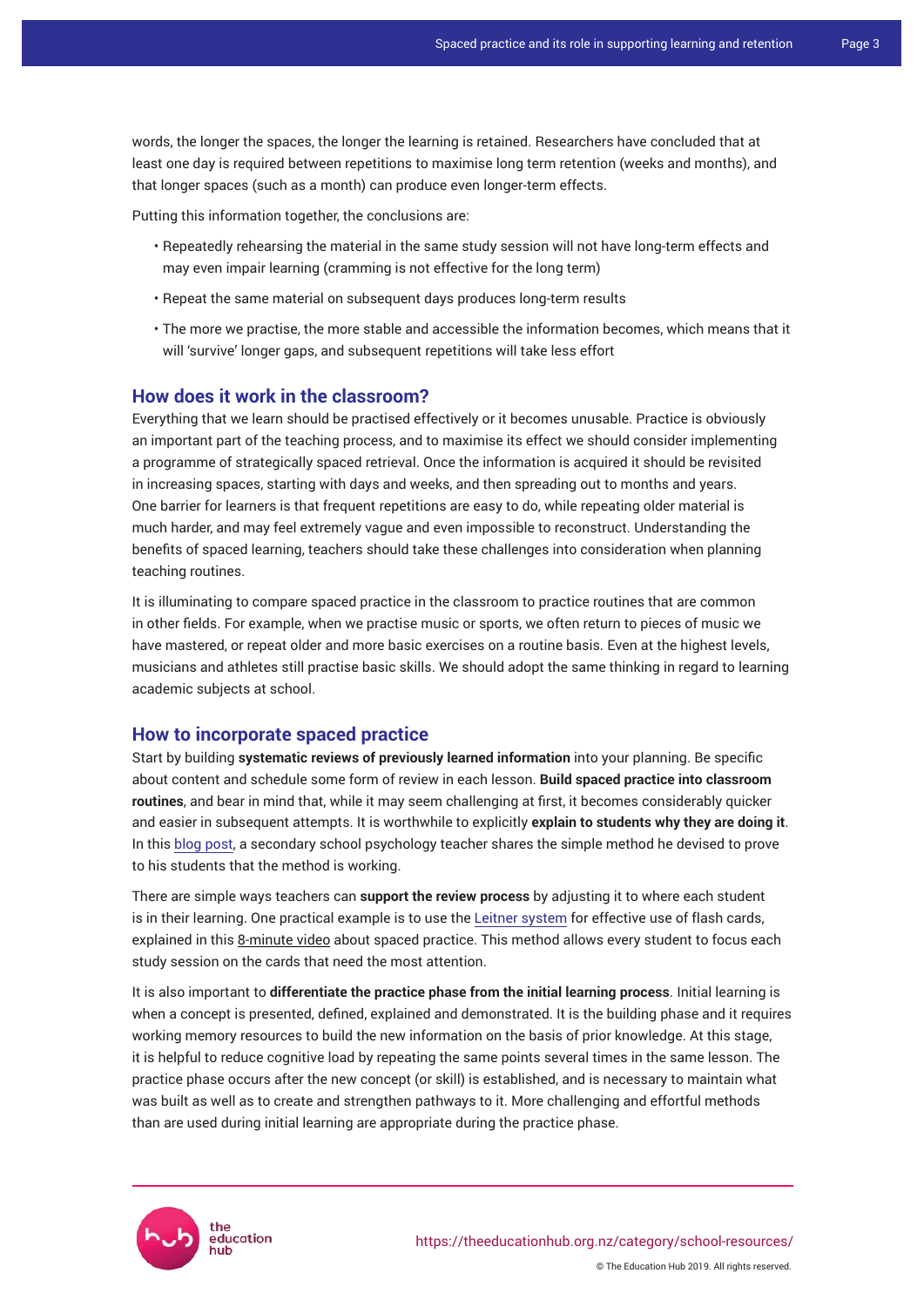words, the longer the spaces, the longer the learning is retained. Researchers have concluded that at least one day is required between repetitions to maximise long term retention (weeks and months), and that longer spaces (such as a month) can produce even longer-term effects.

Putting this information together, the conclusions are:

- Repeatedly rehearsing the material in the same study session will not have long-term effects and may even impair learning (cramming is not effective for the long term)
- Repeat the same material on subsequent days produces long-term results
- The more we practise, the more stable and accessible the information becomes, which means that it will 'survive' longer gaps, and subsequent repetitions will take less effort

## How does it work in the classroom?

Everything that we learn should be practised effectively or it becomes unusable. Practice is obviously an important part of the teaching process, and to maximise its effect we should consider implementing a programme of strategically spaced retrieval. Once the information is acquired it should be revisited in increasing spaces, starting with days and weeks, and then spreading out to months and years. One barrier for learners is that frequent repetitions are easy to do, while repeating older material is much harder, and may feel extremely vague and even impossible to reconstruct. Understanding the benefits of spaced learning, teachers should take these challenges into consideration when planning teaching routines.

It is illuminating to compare spaced practice in the classroom to practice routines that are common in other fields. For example, when we practise music or sports, we often return to pieces of music we have mastered, or repeat older and more basic exercises on a routine basis. Even at the highest levels, musicians and athletes still practise basic skills. We should adopt the same thinking in regard to learning academic subjects at school.

## How to incorporate spaced practice

Start by building **systematic reviews of previously learned information** into your planning. Be specific about content and schedule some form of review in each lesson. **Build spaced practice into classroom routines**, and bear in mind that, while it may seem challenging at first, it becomes considerably quicker and easier in subsequent attempts. It is worthwhile to explicitly **explain to students why they are doing it**. In this blog post, a secondary school psychology teacher shares the simple method he devised to prove to his students that the method is working.

There are simple ways teachers can **support the review process** by adjusting it to where each student is in their learning. One practical example is to use the Leitner system for effective use of flash cards, explained in this 8-minute video about spaced practice. This method allows every student to focus each study session on the cards that need the most attention.

It is also important to **differentiate the practice phase from the initial learning process**. Initial learning is when a concept is presented, defined, explained and demonstrated. It is the building phase and it requires working memory resources to build the new information on the basis of prior knowledge. At this stage, it is helpful to reduce cognitive load by repeating the same points several times in the same lesson. The practice phase occurs after the new concept (or skill) is established, and is necessary to maintain what was built as well as to create and strengthen pathways to it. More challenging and effortful methods than are used during initial learning are appropriate during the practice phase.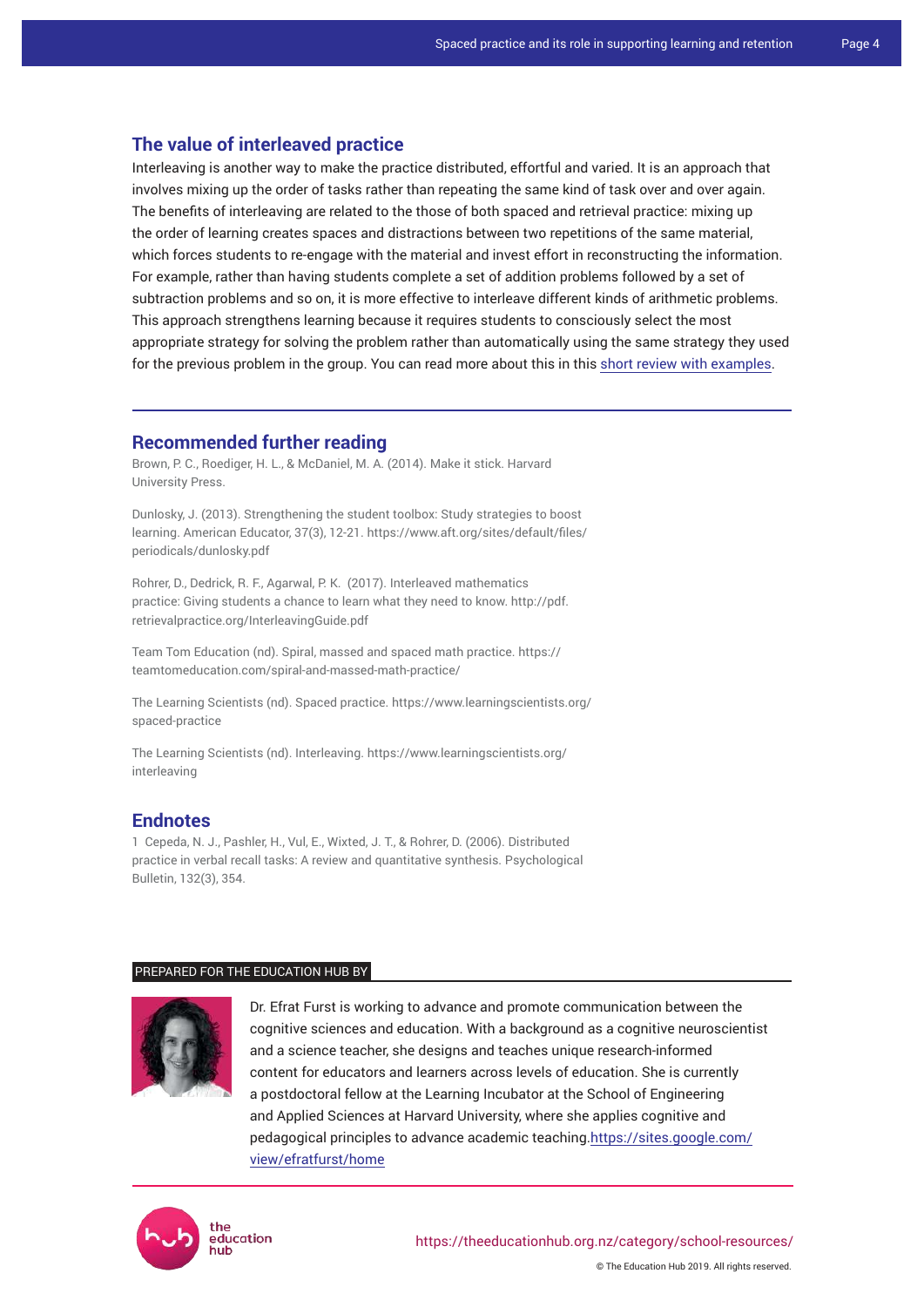## The value of interleaved practice

Interleaving is another way to make the practice distributed, effortful and varied. It is an approach that involves mixing up the order of tasks rather than repeating the same kind of task over and over again. The benefits of interleaving are related to the those of both spaced and retrieval practice: mixing up the order of learning creates spaces and distractions between two repetitions of the same material, which forces students to re-engage with the material and invest effort in reconstructing the information. For example, rather than having students complete a set of addition problems followed by a set of subtraction problems and so on, it is more effective to interleave different kinds of arithmetic problems. This approach strengthens learning because it requires students to consciously select the most appropriate strategy for solving the problem rather than automatically using the same strategy they used for the previous problem in the group. You can read more about this in this short review with examples.

## Recommended further reading

Brown, P. C., Roediger, H. L., & McDaniel, M. A. (2014). Make it stick. Harvard University Press.

Dunlosky, J. (2013). Strengthening the student toolbox: Study strategies to boost learning. American Educator, 37(3), 12-21. https://www.aft.org/sites/default/files/periodicals/dunlosky.pdf

Rohrer, D., Dedrick, R. F., Agarwal, P. K. (2017). Interleaved mathematics practice: Giving students a chance to learn what they need to know. http://pdf.retrievalpractice.org/InterleavingGuide.pdf

Team Tom Education (nd). Spiral, massed and spaced math practice. https://teamtomeducation.com/spiral-and-massed-math-practice/

The Learning Scientists (nd). Spaced practice. https://www.learningscientists.org/spaced-practice

The Learning Scientists (nd). Interleaving. https://www.learningscientists.org/interleaving

## Endnotes

1 Cepeda, N. J., Pashler, H., Vul, E., Wixted, J. T., & Rohrer, D. (2006). Distributed practice in verbal recall tasks: A review and quantitative synthesis. Psychological Bulletin, 132(3), 354.

PREPARED FOR THE EDUCATION HUB BY

Dr. Efrat Furst is working to advance and promote communication between the cognitive sciences and education. With a background as a cognitive neuroscientist and a science teacher, she designs and teaches unique research-informed content for educators and learners across levels of education. She is currently a postdoctoral fellow at the Learning Incubator at the School of Engineering and Applied Sciences at Harvard University, where she applies cognitive and pedagogical principles to advance academic teaching.https://sites.google.com/view/efratfurst/home

the education hub

https://theeducationhub.org.nz/category/school-resources/

© The Education Hub 2019. All rights reserved.